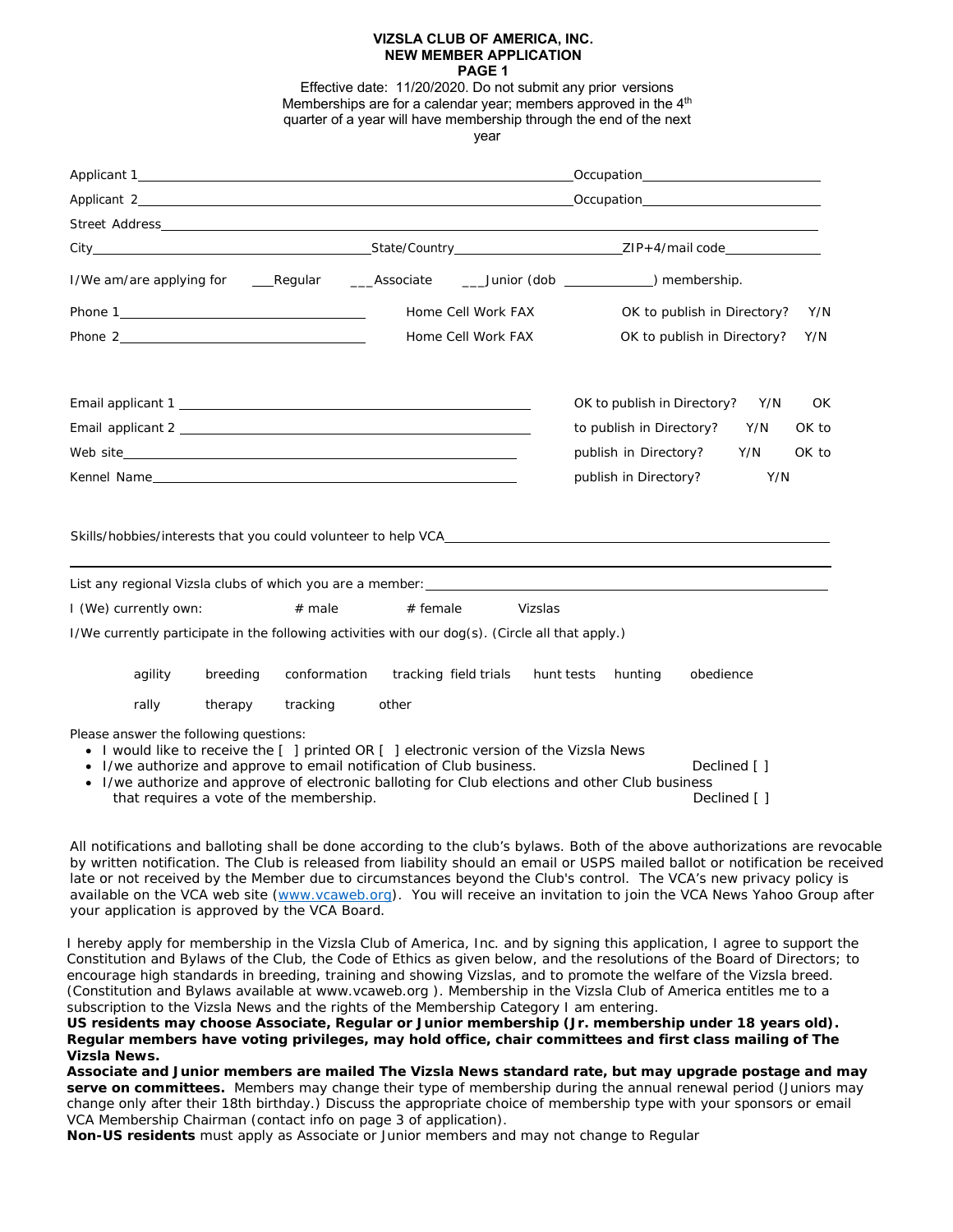**VIZSLA CLUB OF AMERICA, INC.**
**NEW MEMBER APPLICATION**
**PAGE 1**

Effective date: 11/20/2020. Do not submit any prior versions
Memberships are for a calendar year; members approved in the 4th quarter of a year will have membership through the end of the next year

Applicant 1________________________________________________________Occupation________________________

Applicant 2________________________________________________________Occupation________________________

Street Address_____________________________________________________________________________________

City______________________________State/Country______________________ZIP+4/mail code_____________

I/We am/are applying for ___Regular ___Associate ___Junior (dob ___________) membership.

Phone 1__________________________ Home Cell Work FAX OK to publish in Directory? Y/N

Phone 2__________________________ Home Cell Work FAX OK to publish in Directory? Y/N

Email applicant 1 ______________________________________ OK to publish in Directory? Y/N

Email applicant 2 ______________________________________ OK to publish in Directory? Y/N

Web site______________________________________________ OK to publish in Directory? Y/N

Kennel Name___________________________________________ OK to publish in Directory? Y/N

Skills/hobbies/interests that you could volunteer to help VCA______________________________________________

_____________________________________________________________________________________________

List any regional Vizsla clubs of which you are a member: _________________________________________________

I (We) currently own: # male # female Vizslas

I/We currently participate in the following activities with our dog(s). (Circle all that apply.)

agility breeding conformation tracking field trials hunt tests hunting obedience

rally therapy tracking other

Please answer the following questions:

- I would like to receive the [ ] printed OR [ ] electronic version of the Vizsla News
- I/we authorize and approve to email notification of Club business. Declined [ ]
- I/we authorize and approve of electronic balloting for Club elections and other Club business that requires a vote of the membership. Declined [ ]

All notifications and balloting shall be done according to the club's bylaws. Both of the above authorizations are revocable by written notification. The Club is released from liability should an email or USPS mailed ballot or notification be received late or not received by the Member due to circumstances beyond the Club's control. The VCA's new privacy policy is available on the VCA web site (www.vcaweb.org). You will receive an invitation to join the VCA News Yahoo Group after your application is approved by the VCA Board.

I hereby apply for membership in the Vizsla Club of America, Inc. and by signing this application, I agree to support the Constitution and Bylaws of the Club, the Code of Ethics as given below, and the resolutions of the Board of Directors; to encourage high standards in breeding, training and showing Vizslas, and to promote the welfare of the Vizsla breed. (Constitution and Bylaws available at www.vcaweb.org ). Membership in the Vizsla Club of America entitles me to a subscription to the Vizsla News and the rights of the Membership Category I am entering.
**US residents may choose Associate, Regular or Junior membership (Jr. membership under 18 years old). Regular members have voting privileges, may hold office, chair committees and first class mailing of The Vizsla News.**
**Associate and Junior members are mailed The Vizsla News standard rate, but may upgrade postage and may serve on committees.** Members may change their type of membership during the annual renewal period (Juniors may change only after their 18th birthday.) Discuss the appropriate choice of membership type with your sponsors or email VCA Membership Chairman (contact info on page 3 of application).
**Non-US residents** must apply as Associate or Junior members and may not change to Regular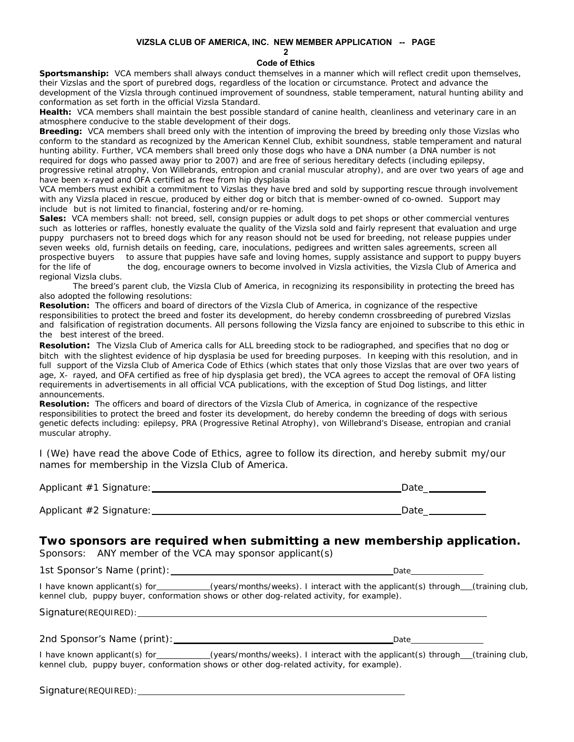**VIZSLA CLUB OF AMERICA, INC. NEW MEMBER APPLICATION -- PAGE 2**

**Code of Ethics**

**Sportsmanship:** VCA members shall always conduct themselves in a manner which will reflect credit upon themselves, their Vizslas and the sport of purebred dogs, regardless of the location or circumstance. Protect and advance the development of the Vizsla through continued improvement of soundness, stable temperament, natural hunting ability and conformation as set forth in the official Vizsla Standard.

**Health:** VCA members shall maintain the best possible standard of canine health, cleanliness and veterinary care in an atmosphere conducive to the stable development of their dogs.

**Breeding:** VCA members shall breed only with the intention of improving the breed by breeding only those Vizslas who conform to the standard as recognized by the American Kennel Club, exhibit soundness, stable temperament and natural hunting ability. Further, VCA members shall breed only those dogs who have a DNA number (a DNA number is not required for dogs who passed away prior to 2007) and are free of serious hereditary defects (including epilepsy, progressive retinal atrophy, Von Willebrands, entropion and cranial muscular atrophy), and are over two years of age and have been x-rayed and OFA certified as free from hip dysplasia

VCA members must exhibit a commitment to Vizslas they have bred and sold by supporting rescue through involvement with any Vizsla placed in rescue, produced by either dog or bitch that is member-owned of co-owned. Support may include but is not limited to financial, fostering and/or re-homing.

**Sales:** VCA members shall: not breed, sell, consign puppies or adult dogs to pet shops or other commercial ventures such as lotteries or raffles, honestly evaluate the quality of the Vizsla sold and fairly represent that evaluation and urge puppy purchasers not to breed dogs which for any reason should not be used for breeding, not release puppies under seven weeks old, furnish details on feeding, care, inoculations, pedigrees and written sales agreements, screen all prospective buyers to assure that puppies have safe and loving homes, supply assistance and support to puppy buyers for the life of the dog, encourage owners to become involved in Vizsla activities, the Vizsla Club of America and regional Vizsla clubs.

The breed's parent club, the Vizsla Club of America, in recognizing its responsibility in protecting the breed has also adopted the following resolutions:

**Resolution:** The officers and board of directors of the Vizsla Club of America, in cognizance of the respective responsibilities to protect the breed and foster its development, do hereby condemn crossbreeding of purebred Vizslas and falsification of registration documents. All persons following the Vizsla fancy are enjoined to subscribe to this ethic in the best interest of the breed.

**Resolution:** The Vizsla Club of America calls for ALL breeding stock to be radiographed, and specifies that no dog or bitch with the slightest evidence of hip dysplasia be used for breeding purposes. In keeping with this resolution, and in full support of the Vizsla Club of America Code of Ethics (which states that only those Vizslas that are over two years of age, X- rayed, and OFA certified as free of hip dysplasia get bred), the VCA agrees to accept the removal of OFA listing requirements in advertisements in all official VCA publications, with the exception of Stud Dog listings, and litter announcements.

**Resolution:** The officers and board of directors of the Vizsla Club of America, in cognizance of the respective responsibilities to protect the breed and foster its development, do hereby condemn the breeding of dogs with serious genetic defects including: epilepsy, PRA (Progressive Retinal Atrophy), von Willebrand's Disease, entropian and cranial muscular atrophy.

I (We) have read the above Code of Ethics, agree to follow its direction, and hereby submit my/our names for membership in the Vizsla Club of America.

Applicant #1 Signature: ______________________________ Date__________

Applicant #2 Signature: ______________________________ Date__________

## Two sponsors are required when submitting a new membership application.

Sponsors: ANY member of the VCA may sponsor applicant(s)

1st Sponsor's Name (print): ______________________________ Date__________

I have known applicant(s) for__________(years/months/weeks). I interact with the applicant(s) through___(training club, kennel club, puppy buyer, conformation shows or other dog-related activity, for example).

Signature(REQUIRED): ______________________________

2nd Sponsor's Name (print): ______________________________ Date__________

I have known applicant(s) for__________(years/months/weeks). I interact with the applicant(s) through___(training club, kennel club, puppy buyer, conformation shows or other dog-related activity, for example).

Signature(REQUIRED): ______________________________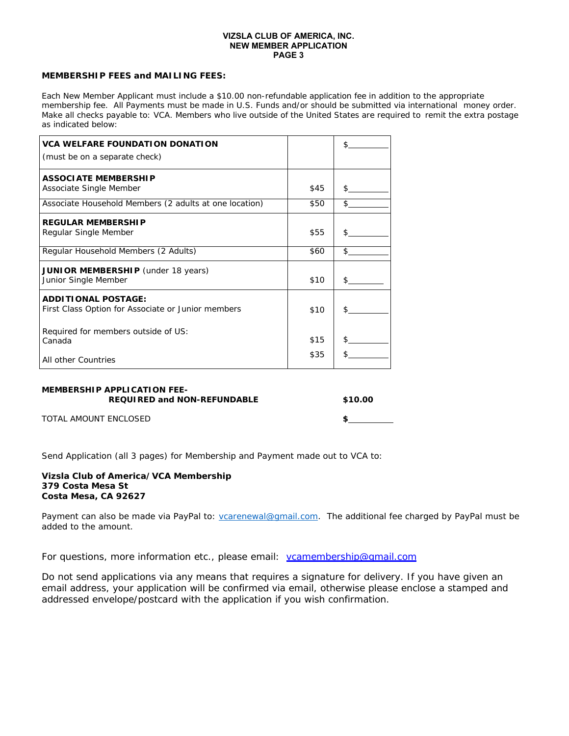**VIZSLA CLUB OF AMERICA, INC.**
**NEW MEMBER APPLICATION**
**PAGE 3**

**MEMBERSHIP FEES and MAILING FEES:**

Each New Member Applicant must include a $10.00 non-refundable application fee in addition to the appropriate membership fee. All Payments must be made in U.S. Funds and/or should be submitted via international money order. Make all checks payable to: VCA. Members who live outside of the United States are required to remit the extra postage as indicated below:

| | | |
|---|---|---|
| **VCA WELFARE FOUNDATION DONATION**<br>(must be on a separate check) | | $________ |
| **ASSOCIATE MEMBERSHIP**<br>Associate Single Member | $45 | $________ |
| Associate Household Members (2 adults at one location) | $50 | $________ |
| **REGULAR MEMBERSHIP**<br>Regular Single Member | $55 | $________ |
| Regular Household Members (2 Adults) | $60 | $________ |
| **JUNIOR MEMBERSHIP** (under 18 years)<br>Junior Single Member | $10 | $________ |
| **ADDITIONAL POSTAGE:**<br>First Class Option for Associate or Junior members | $10 | $________ |
| Required for members outside of US:<br>Canada | $15 | $________ |
| All other Countries | $35 | $________ |

**MEMBERSHIP APPLICATION FEE-**
**REQUIRED and NON-REFUNDABLE** **$10.00**

TOTAL AMOUNT ENCLOSED **$**__________

Send Application (all 3 pages) for Membership and Payment made out to VCA to:

**Vizsla Club of America/VCA Membership**
**379 Costa Mesa St**
**Costa Mesa, CA 92627**

Payment can also be made via PayPal to: vcarenewal@gmail.com. The additional fee charged by PayPal must be added to the amount.

For questions, more information etc., please email: vcamembership@gmail.com

Do not send applications via any means that requires a signature for delivery. If you have given an email address, your application will be confirmed via email, otherwise please enclose a stamped and addressed envelope/postcard with the application if you wish confirmation.